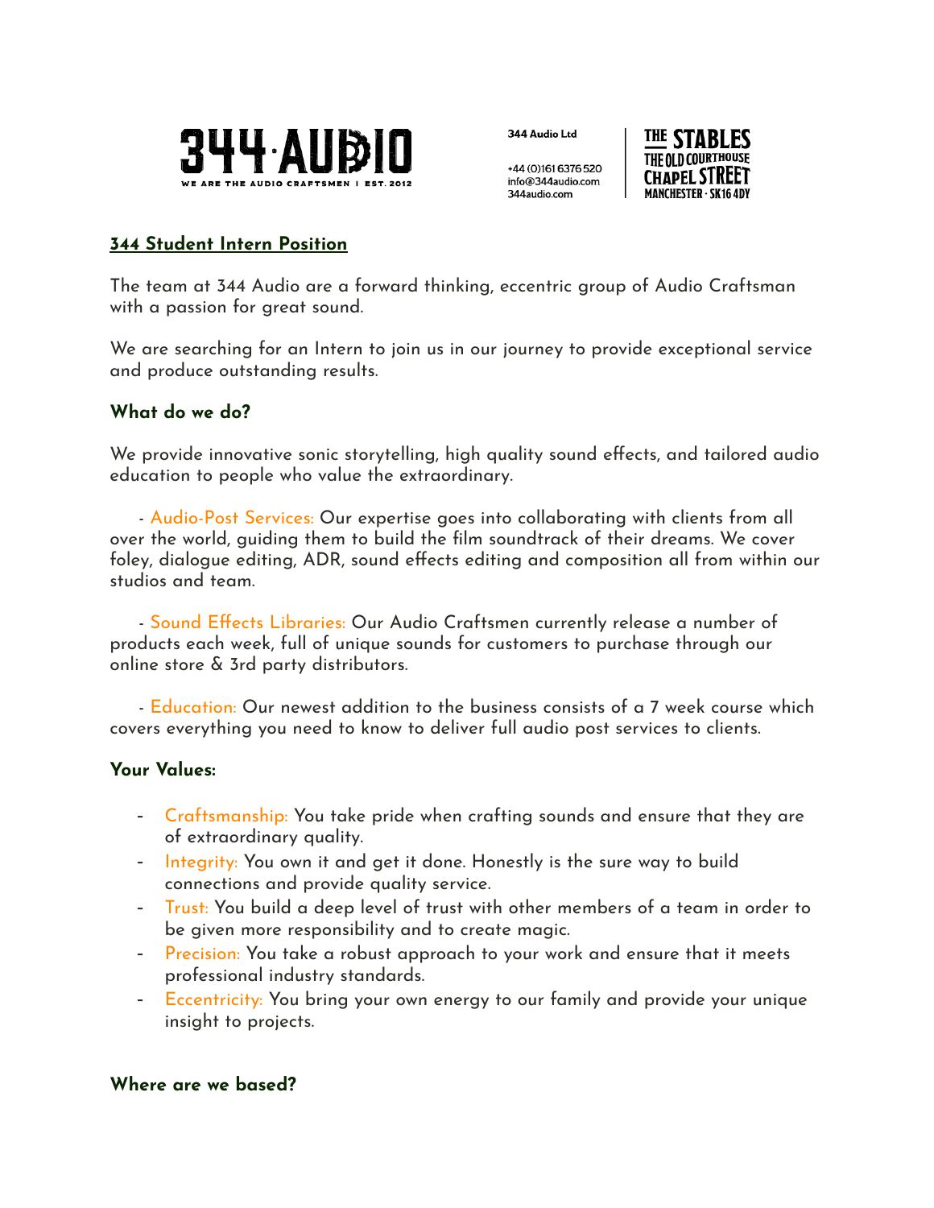344·AUDIO

WE ARE THE AUDIO CRAFTSMEN | EST. 2012

**344 Audio Ltd**

+44 (0)161 6376 520
info@344audio.com
344audio.com

THE STABLES
THE OLD COURTHOUSE
CHAPEL STREET
MANCHESTER · SK16 4DY

# 344 Student Intern Position

The team at 344 Audio are a forward thinking, eccentric group of Audio Craftsman with a passion for great sound.

We are searching for an Intern to join us in our journey to provide exceptional service and produce outstanding results.

## What do we do?

We provide innovative sonic storytelling, high quality sound effects, and tailored audio education to people who value the extraordinary.

- Audio-Post Services: Our expertise goes into collaborating with clients from all over the world, guiding them to build the film soundtrack of their dreams. We cover foley, dialogue editing, ADR, sound effects editing and composition all from within our studios and team.

- Sound Effects Libraries: Our Audio Craftsmen currently release a number of products each week, full of unique sounds for customers to purchase through our online store & 3rd party distributors.

- Education: Our newest addition to the business consists of a 7 week course which covers everything you need to know to deliver full audio post services to clients.

## Your Values:

- Craftsmanship: You take pride when crafting sounds and ensure that they are of extraordinary quality.
- Integrity: You own it and get it done. Honestly is the sure way to build connections and provide quality service.
- Trust: You build a deep level of trust with other members of a team in order to be given more responsibility and to create magic.
- Precision: You take a robust approach to your work and ensure that it meets professional industry standards.
- Eccentricity: You bring your own energy to our family and provide your unique insight to projects.

## Where are we based?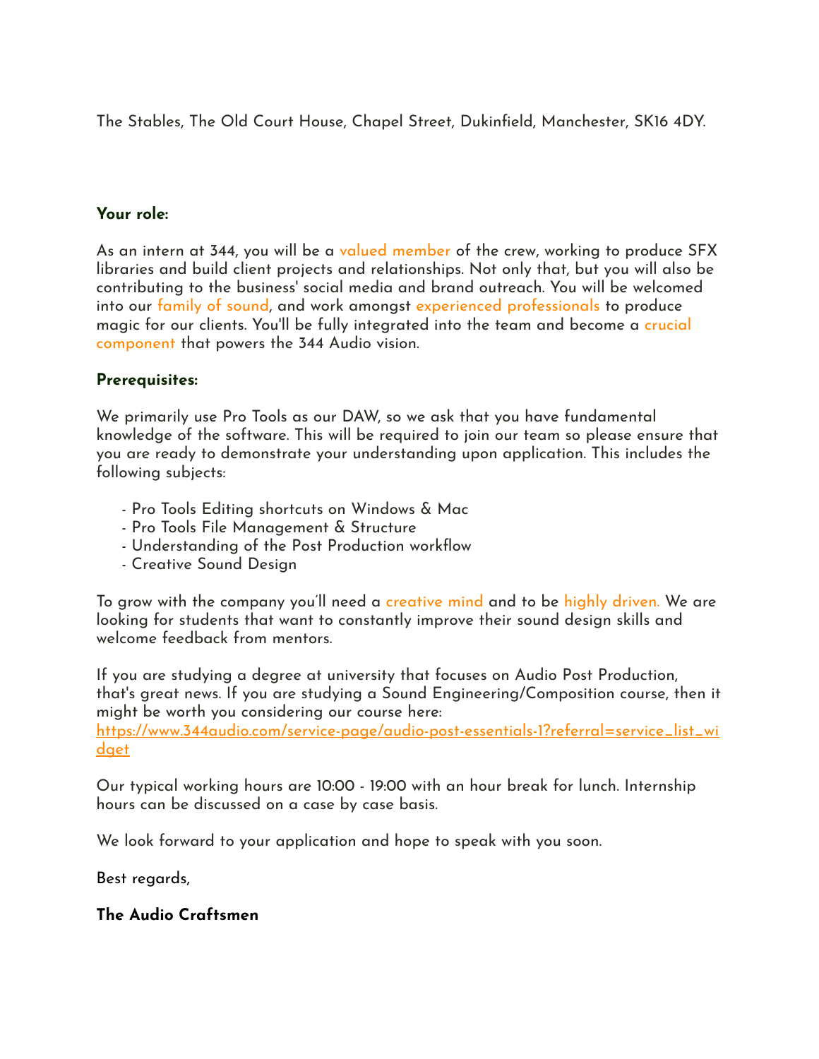The Stables, The Old Court House, Chapel Street, Dukinfield, Manchester, SK16 4DY.

**Your role:**

As an intern at 344, you will be a valued member of the crew, working to produce SFX libraries and build client projects and relationships. Not only that, but you will also be contributing to the business' social media and brand outreach. You will be welcomed into our family of sound, and work amongst experienced professionals to produce magic for our clients. You'll be fully integrated into the team and become a crucial component that powers the 344 Audio vision.

**Prerequisites:**

We primarily use Pro Tools as our DAW, so we ask that you have fundamental knowledge of the software. This will be required to join our team so please ensure that you are ready to demonstrate your understanding upon application. This includes the following subjects:

- Pro Tools Editing shortcuts on Windows & Mac
- Pro Tools File Management & Structure
- Understanding of the Post Production workflow
- Creative Sound Design

To grow with the company you'll need a creative mind and to be highly driven. We are looking for students that want to constantly improve their sound design skills and welcome feedback from mentors.

If you are studying a degree at university that focuses on Audio Post Production, that's great news. If you are studying a Sound Engineering/Composition course, then it might be worth you considering our course here:
[https://www.344audio.com/service-page/audio-post-essentials-1?referral=service_list_widget](https://www.344audio.com/service-page/audio-post-essentials-1?referral=service_list_widget)

Our typical working hours are 10:00 - 19:00 with an hour break for lunch. Internship hours can be discussed on a case by case basis.

We look forward to your application and hope to speak with you soon.

Best regards,

**The Audio Craftsmen**